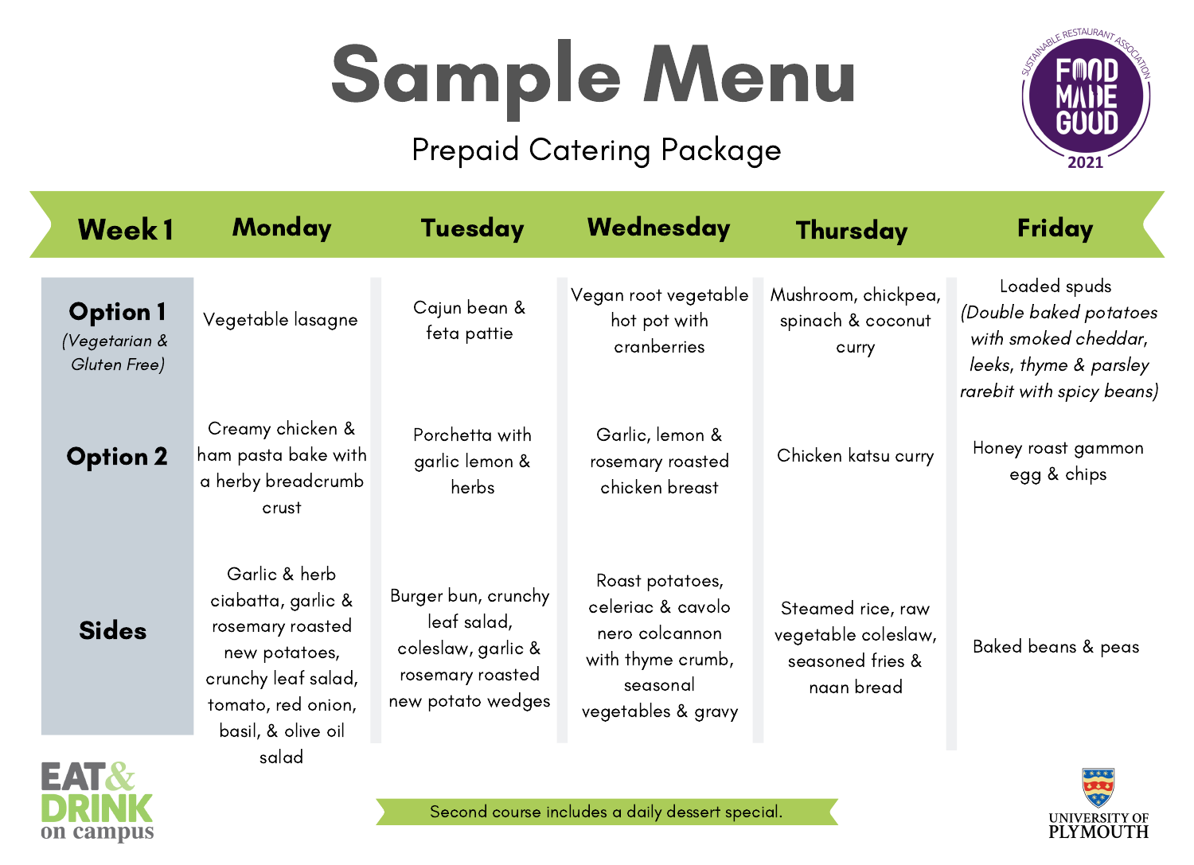# Sample Menu

Prepaid Catering Package

| Week 1 | Monday | Tuesday | Wednesday | Thursday | Friday |
|---|---|---|---|---|---|
| **Option 1** *(Vegetarian & Gluten Free)* | Vegetable lasagne | Cajun bean & feta pattie | Vegan root vegetable hot pot with cranberries | Mushroom, chickpea, spinach & coconut curry | Loaded spuds *(Double baked potatoes with smoked cheddar, leeks, thyme & parsley rarebit with spicy beans)* |
| **Option 2** | Creamy chicken & ham pasta bake with a herby breadcrumb crust | Porchetta with garlic lemon & herbs | Garlic, lemon & rosemary roasted chicken breast | Chicken katsu curry | Honey roast gammon egg & chips |
| **Sides** | Garlic & herb ciabatta, garlic & rosemary roasted new potatoes, crunchy leaf salad, tomato, red onion, basil, & olive oil salad | Burger bun, crunchy leaf salad, coleslaw, garlic & rosemary roasted new potato wedges | Roast potatoes, celeriac & cavolo nero colcannon with thyme crumb, seasonal vegetables & gravy | Steamed rice, raw vegetable coleslaw, seasoned fries & naan bread | Baked beans & peas |

Second course includes a daily dessert special.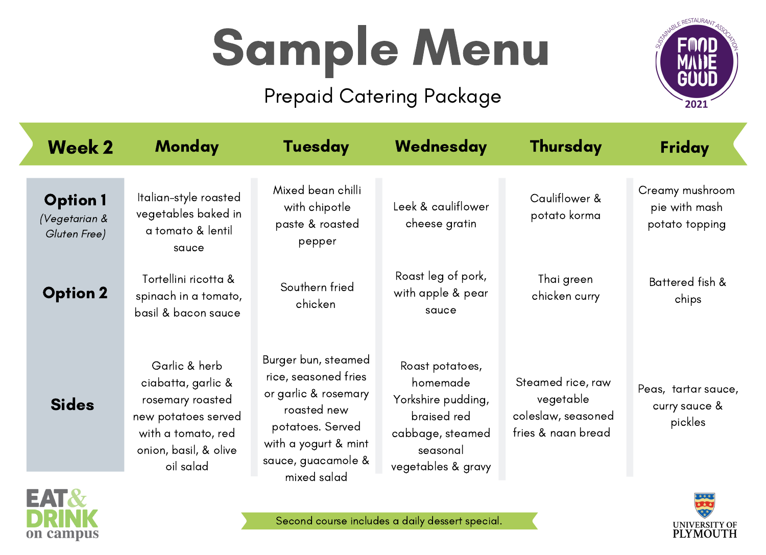# Sample Menu

Prepaid Catering Package

| Week 2 | Monday | Tuesday | Wednesday | Thursday | Friday |
|---|---|---|---|---|---|
| **Option 1** *(Vegetarian & Gluten Free)* | Italian-style roasted vegetables baked in a tomato & lentil sauce | Mixed bean chilli with chipotle paste & roasted pepper | Leek & cauliflower cheese gratin | Cauliflower & potato korma | Creamy mushroom pie with mash potato topping |
| **Option 2** | Tortellini ricotta & spinach in a tomato, basil & bacon sauce | Southern fried chicken | Roast leg of pork, with apple & pear sauce | Thai green chicken curry | Battered fish & chips |
| **Sides** | Garlic & herb ciabatta, garlic & rosemary roasted new potatoes served with a tomato, red onion, basil, & olive oil salad | Burger bun, steamed rice, seasoned fries or garlic & rosemary roasted new potatoes. Served with a yogurt & mint sauce, guacamole & mixed salad | Roast potatoes, homemade Yorkshire pudding, braised red cabbage, steamed seasonal vegetables & gravy | Steamed rice, raw vegetable coleslaw, seasoned fries & naan bread | Peas, tartar sauce, curry sauce & pickles |

Second course includes a daily dessert special.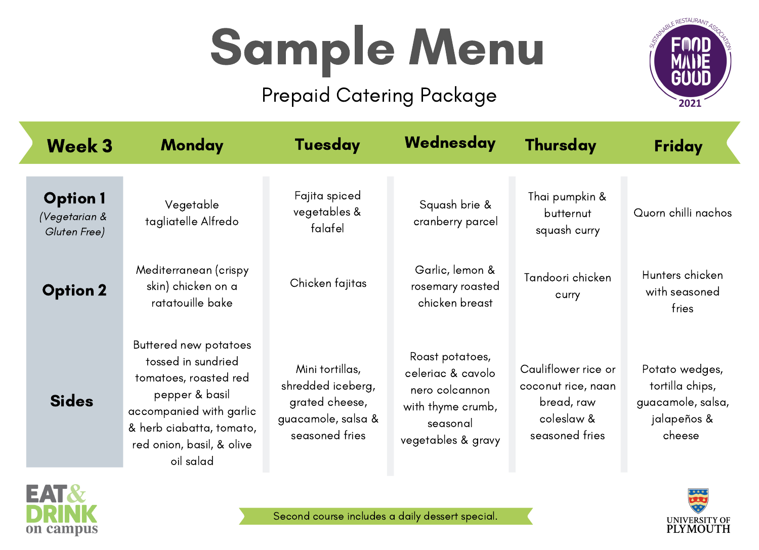# Sample Menu

Prepaid Catering Package

| Week 3 | Monday | Tuesday | Wednesday | Thursday | Friday |
|---|---|---|---|---|---|
| **Option 1** *(Vegetarian & Gluten Free)* | Vegetable tagliatelle Alfredo | Fajita spiced vegetables & falafel | Squash brie & cranberry parcel | Thai pumpkin & butternut squash curry | Quorn chilli nachos |
| **Option 2** | Mediterranean (crispy skin) chicken on a ratatouille bake | Chicken fajitas | Garlic, lemon & rosemary roasted chicken breast | Tandoori chicken curry | Hunters chicken with seasoned fries |
| **Sides** | Buttered new potatoes tossed in sundried tomatoes, roasted red pepper & basil accompanied with garlic & herb ciabatta, tomato, red onion, basil, & olive oil salad | Mini tortillas, shredded iceberg, grated cheese, guacamole, salsa & seasoned fries | Roast potatoes, celeriac & cavolo nero colcannon with thyme crumb, seasonal vegetables & gravy | Cauliflower rice or coconut rice, naan bread, raw coleslaw & seasoned fries | Potato wedges, tortilla chips, guacamole, salsa, jalapeños & cheese |

Second course includes a daily dessert special.

EAT & DRINK on campus

UNIVERSITY OF PLYMOUTH

SUSTAINABLE RESTAURANT ASSOCIATION FOOD MADE GOOD 2021